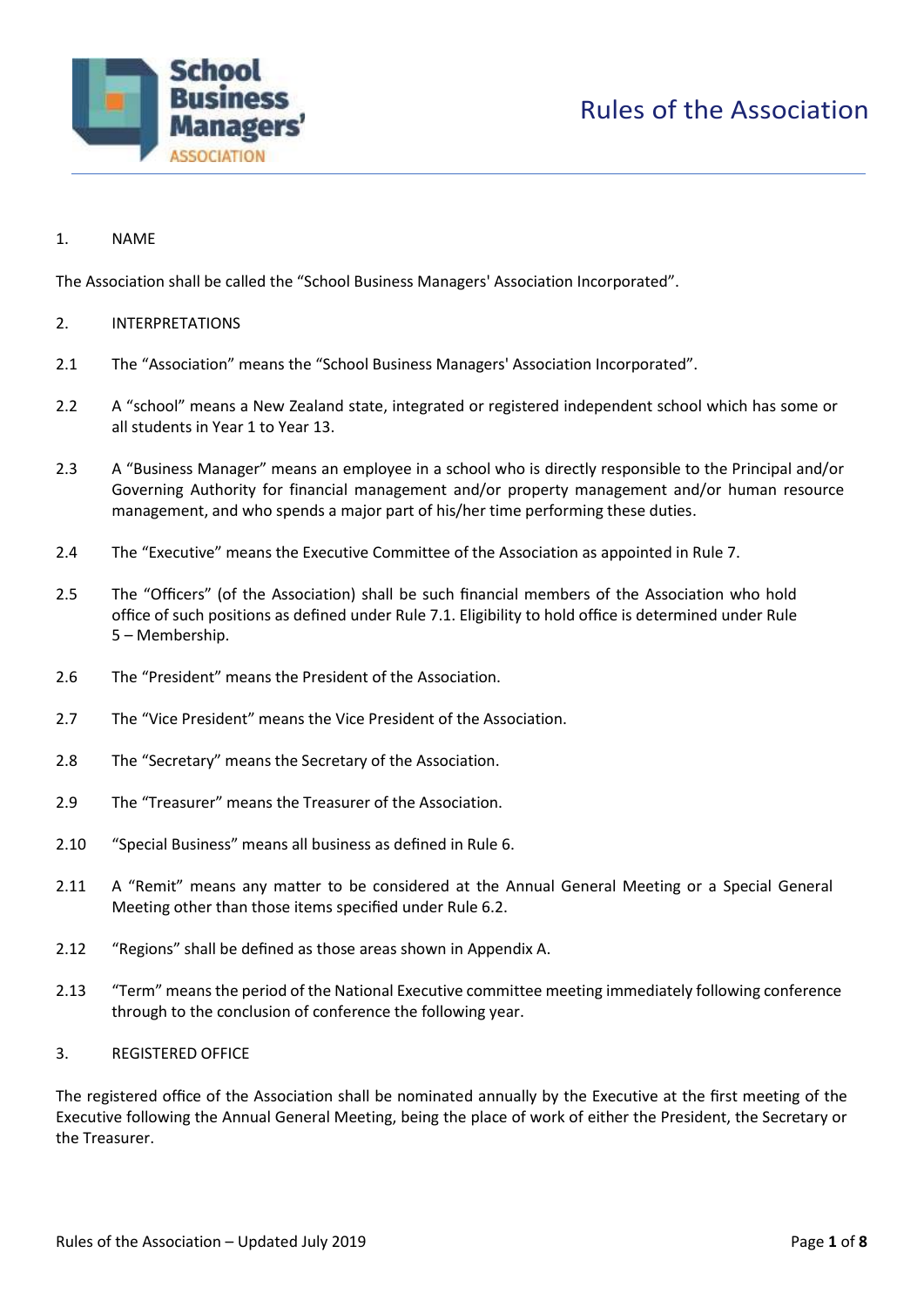# Rules of the Association

## 1. NAME

The Association shall be called the "School Business Managers' Association Incorporated".

## 2. INTERPRETATIONS

2.1 The "Association" means the "School Business Managers' Association Incorporated".

2.2 A "school" means a New Zealand state, integrated or registered independent school which has some or all students in Year 1 to Year 13.

2.3 A "Business Manager" means an employee in a school who is directly responsible to the Principal and/or Governing Authority for financial management and/or property management and/or human resource management, and who spends a major part of his/her time performing these duties.

2.4 The "Executive" means the Executive Committee of the Association as appointed in Rule 7.

2.5 The "Officers" (of the Association) shall be such financial members of the Association who hold office of such positions as defined under Rule 7.1. Eligibility to hold office is determined under Rule 5 – Membership.

2.6 The "President" means the President of the Association.

2.7 The "Vice President" means the Vice President of the Association.

2.8 The "Secretary" means the Secretary of the Association.

2.9 The "Treasurer" means the Treasurer of the Association.

2.10 "Special Business" means all business as defined in Rule 6.

2.11 A "Remit" means any matter to be considered at the Annual General Meeting or a Special General Meeting other than those items specified under Rule 6.2.

2.12 "Regions" shall be defined as those areas shown in Appendix A.

2.13 "Term" means the period of the National Executive committee meeting immediately following conference through to the conclusion of conference the following year.

## 3. REGISTERED OFFICE

The registered office of the Association shall be nominated annually by the Executive at the first meeting of the Executive following the Annual General Meeting, being the place of work of either the President, the Secretary or the Treasurer.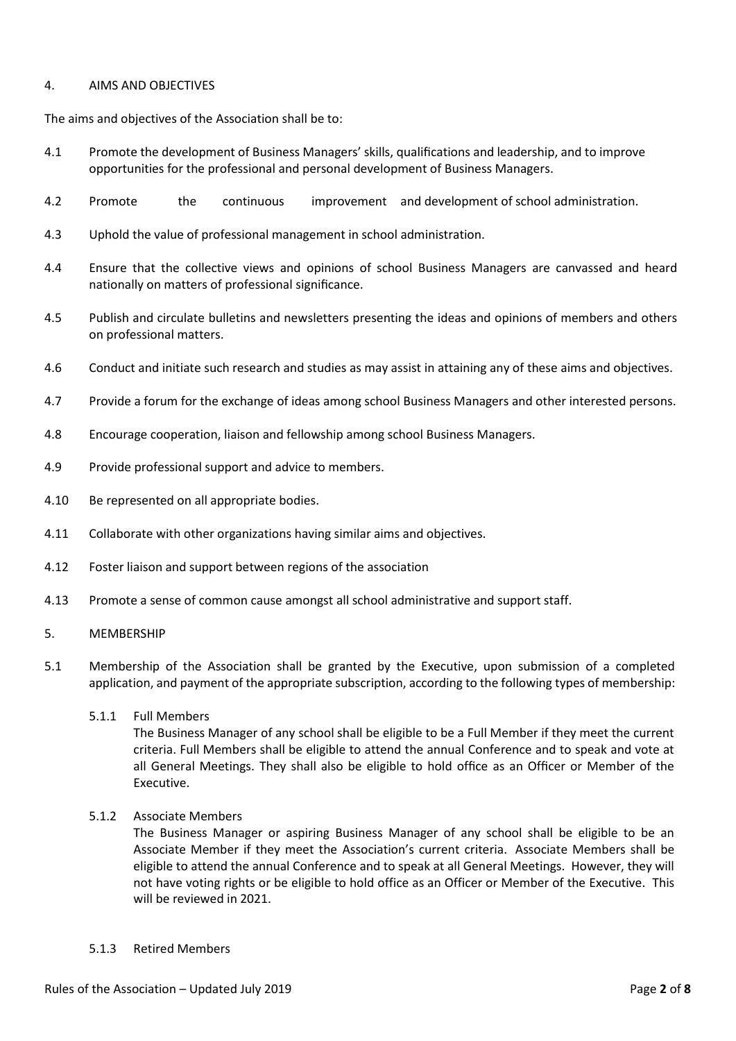## 4. AIMS AND OBJECTIVES

The aims and objectives of the Association shall be to:

4.1 Promote the development of Business Managers' skills, qualifications and leadership, and to improve opportunities for the professional and personal development of Business Managers.

4.2 Promote the continuous improvement and development of school administration.

4.3 Uphold the value of professional management in school administration.

4.4 Ensure that the collective views and opinions of school Business Managers are canvassed and heard nationally on matters of professional significance.

4.5 Publish and circulate bulletins and newsletters presenting the ideas and opinions of members and others on professional matters.

4.6 Conduct and initiate such research and studies as may assist in attaining any of these aims and objectives.

4.7 Provide a forum for the exchange of ideas among school Business Managers and other interested persons.

4.8 Encourage cooperation, liaison and fellowship among school Business Managers.

4.9 Provide professional support and advice to members.

4.10 Be represented on all appropriate bodies.

4.11 Collaborate with other organizations having similar aims and objectives.

4.12 Foster liaison and support between regions of the association

4.13 Promote a sense of common cause amongst all school administrative and support staff.

## 5. MEMBERSHIP

5.1 Membership of the Association shall be granted by the Executive, upon submission of a completed application, and payment of the appropriate subscription, according to the following types of membership:

5.1.1 Full Members

The Business Manager of any school shall be eligible to be a Full Member if they meet the current criteria. Full Members shall be eligible to attend the annual Conference and to speak and vote at all General Meetings. They shall also be eligible to hold office as an Officer or Member of the Executive.

5.1.2 Associate Members

The Business Manager or aspiring Business Manager of any school shall be eligible to be an Associate Member if they meet the Association's current criteria. Associate Members shall be eligible to attend the annual Conference and to speak at all General Meetings. However, they will not have voting rights or be eligible to hold office as an Officer or Member of the Executive. This will be reviewed in 2021.

5.1.3 Retired Members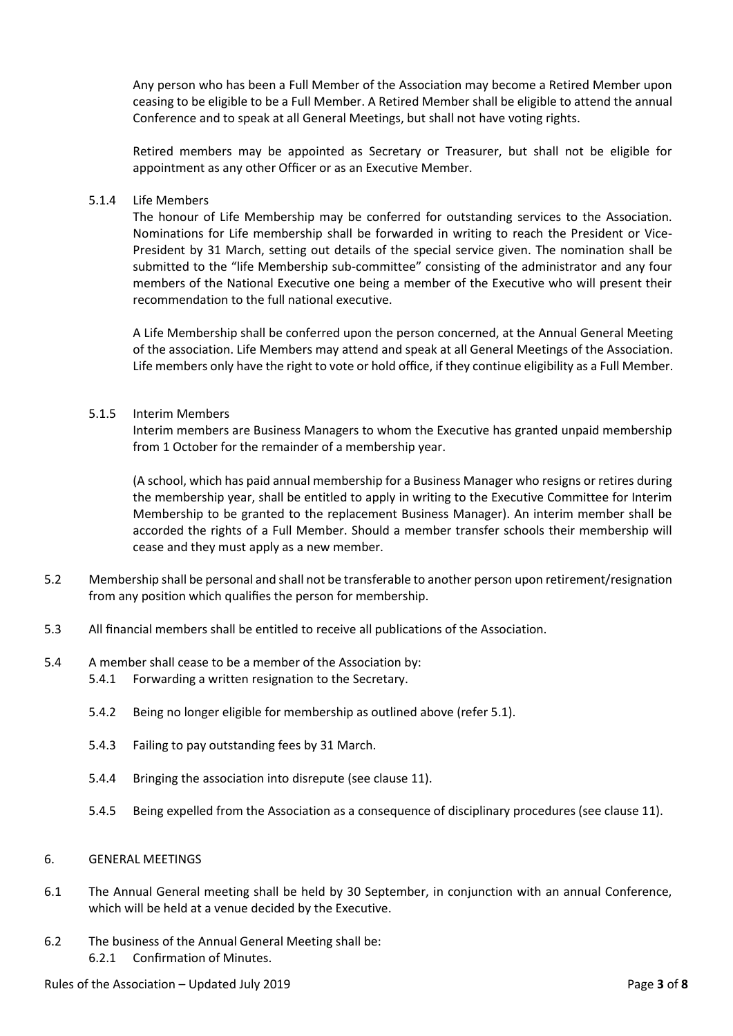Any person who has been a Full Member of the Association may become a Retired Member upon ceasing to be eligible to be a Full Member. A Retired Member shall be eligible to attend the annual Conference and to speak at all General Meetings, but shall not have voting rights.

Retired members may be appointed as Secretary or Treasurer, but shall not be eligible for appointment as any other Officer or as an Executive Member.

5.1.4 Life Members

The honour of Life Membership may be conferred for outstanding services to the Association. Nominations for Life membership shall be forwarded in writing to reach the President or Vice-President by 31 March, setting out details of the special service given. The nomination shall be submitted to the "life Membership sub-committee" consisting of the administrator and any four members of the National Executive one being a member of the Executive who will present their recommendation to the full national executive.

A Life Membership shall be conferred upon the person concerned, at the Annual General Meeting of the association. Life Members may attend and speak at all General Meetings of the Association. Life members only have the right to vote or hold office, if they continue eligibility as a Full Member.

5.1.5 Interim Members

Interim members are Business Managers to whom the Executive has granted unpaid membership from 1 October for the remainder of a membership year.

(A school, which has paid annual membership for a Business Manager who resigns or retires during the membership year, shall be entitled to apply in writing to the Executive Committee for Interim Membership to be granted to the replacement Business Manager). An interim member shall be accorded the rights of a Full Member. Should a member transfer schools their membership will cease and they must apply as a new member.

5.2 Membership shall be personal and shall not be transferable to another person upon retirement/resignation from any position which qualifies the person for membership.

5.3 All financial members shall be entitled to receive all publications of the Association.

5.4 A member shall cease to be a member of the Association by:

5.4.1 Forwarding a written resignation to the Secretary.

5.4.2 Being no longer eligible for membership as outlined above (refer 5.1).

5.4.3 Failing to pay outstanding fees by 31 March.

5.4.4 Bringing the association into disrepute (see clause 11).

5.4.5 Being expelled from the Association as a consequence of disciplinary procedures (see clause 11).

## 6. GENERAL MEETINGS

6.1 The Annual General meeting shall be held by 30 September, in conjunction with an annual Conference, which will be held at a venue decided by the Executive.

6.2 The business of the Annual General Meeting shall be:

6.2.1 Confirmation of Minutes.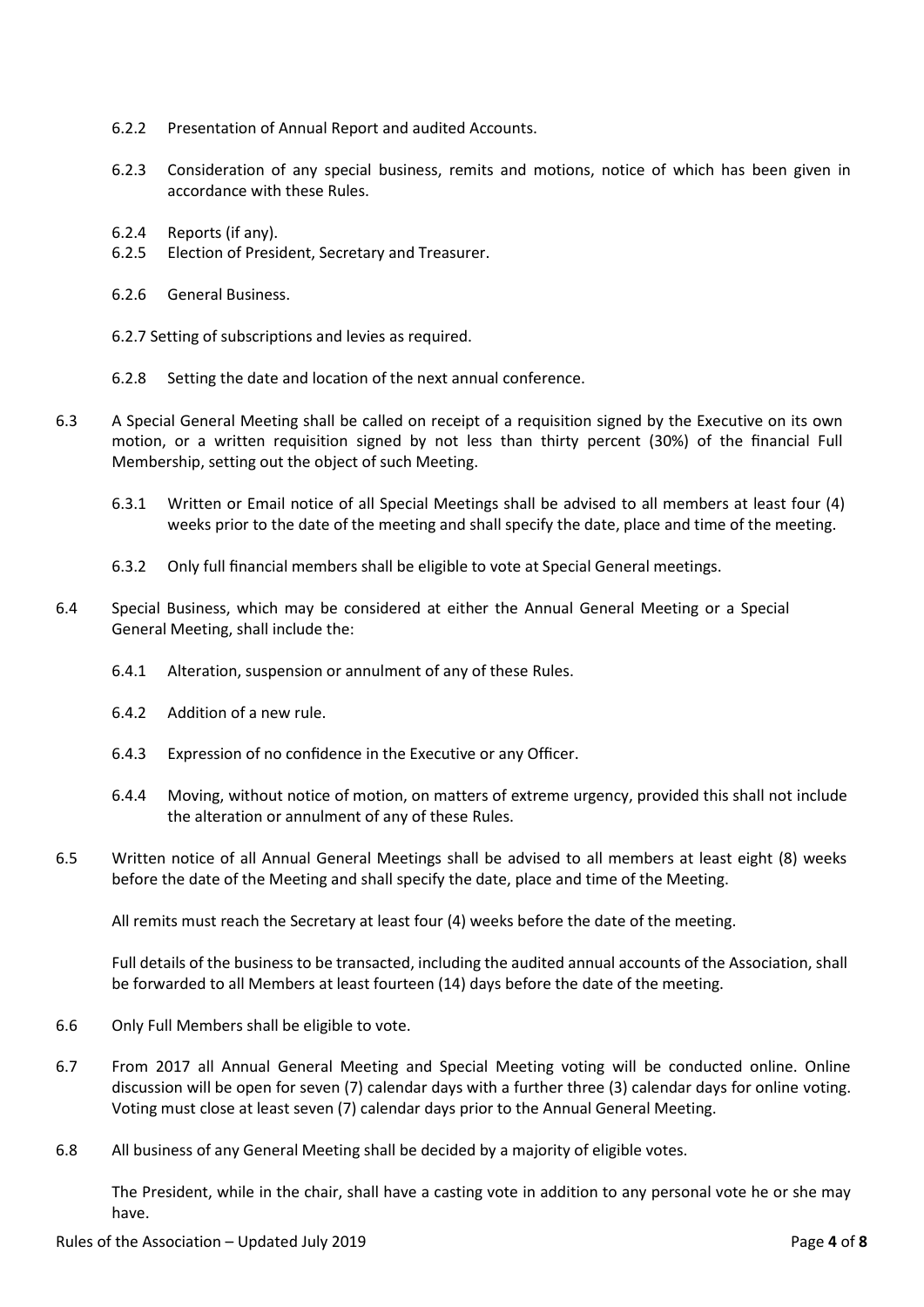6.2.2 Presentation of Annual Report and audited Accounts.

6.2.3 Consideration of any special business, remits and motions, notice of which has been given in accordance with these Rules.

6.2.4 Reports (if any).

6.2.5 Election of President, Secretary and Treasurer.

6.2.6 General Business.

6.2.7 Setting of subscriptions and levies as required.

6.2.8 Setting the date and location of the next annual conference.

6.3 A Special General Meeting shall be called on receipt of a requisition signed by the Executive on its own motion, or a written requisition signed by not less than thirty percent (30%) of the financial Full Membership, setting out the object of such Meeting.

6.3.1 Written or Email notice of all Special Meetings shall be advised to all members at least four (4) weeks prior to the date of the meeting and shall specify the date, place and time of the meeting.

6.3.2 Only full financial members shall be eligible to vote at Special General meetings.

6.4 Special Business, which may be considered at either the Annual General Meeting or a Special General Meeting, shall include the:

6.4.1 Alteration, suspension or annulment of any of these Rules.

6.4.2 Addition of a new rule.

6.4.3 Expression of no confidence in the Executive or any Officer.

6.4.4 Moving, without notice of motion, on matters of extreme urgency, provided this shall not include the alteration or annulment of any of these Rules.

6.5 Written notice of all Annual General Meetings shall be advised to all members at least eight (8) weeks before the date of the Meeting and shall specify the date, place and time of the Meeting.

All remits must reach the Secretary at least four (4) weeks before the date of the meeting.

Full details of the business to be transacted, including the audited annual accounts of the Association, shall be forwarded to all Members at least fourteen (14) days before the date of the meeting.

6.6 Only Full Members shall be eligible to vote.

6.7 From 2017 all Annual General Meeting and Special Meeting voting will be conducted online. Online discussion will be open for seven (7) calendar days with a further three (3) calendar days for online voting. Voting must close at least seven (7) calendar days prior to the Annual General Meeting.

6.8 All business of any General Meeting shall be decided by a majority of eligible votes.

The President, while in the chair, shall have a casting vote in addition to any personal vote he or she may have.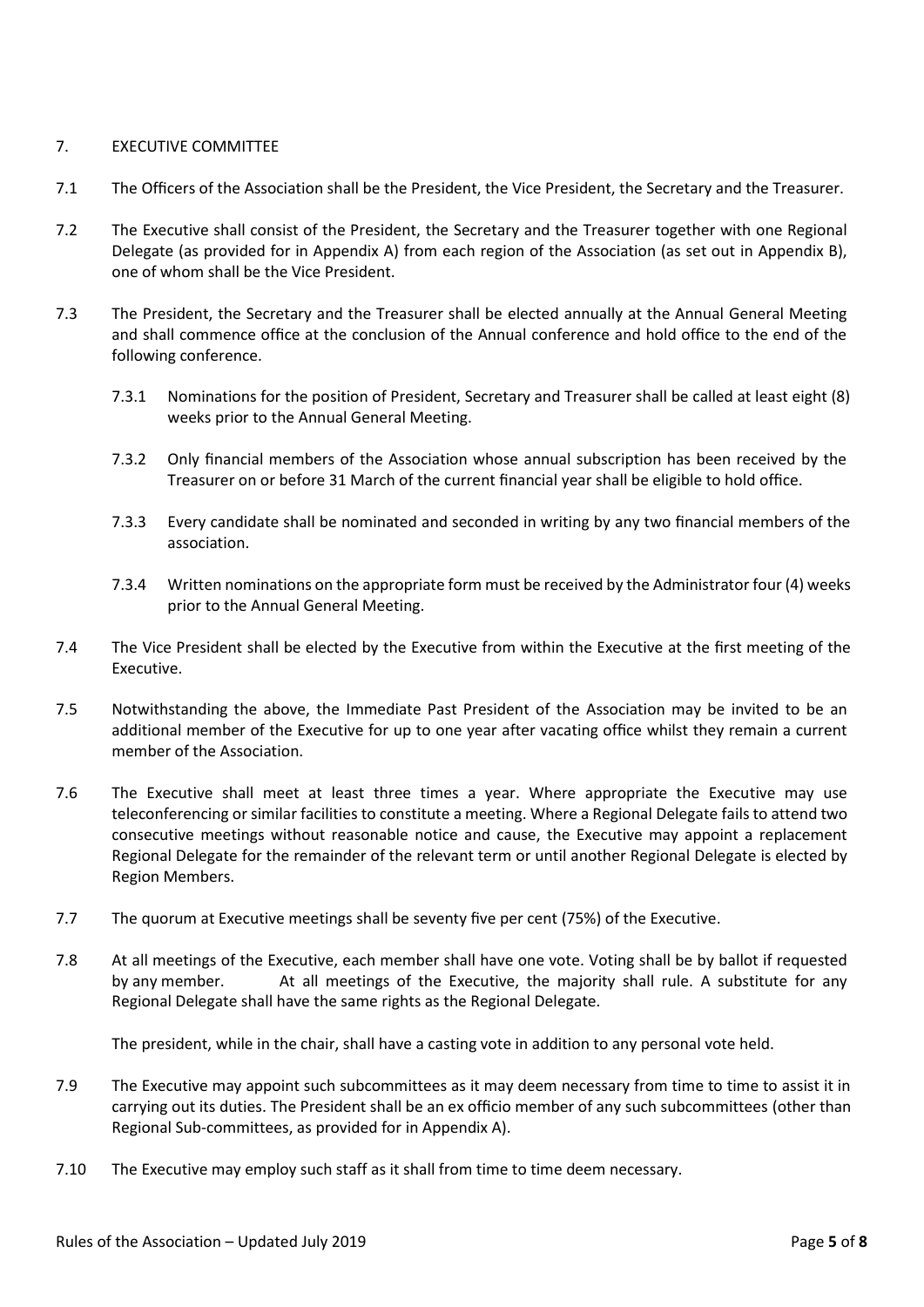## 7. EXECUTIVE COMMITTEE

7.1 The Officers of the Association shall be the President, the Vice President, the Secretary and the Treasurer.

7.2 The Executive shall consist of the President, the Secretary and the Treasurer together with one Regional Delegate (as provided for in Appendix A) from each region of the Association (as set out in Appendix B), one of whom shall be the Vice President.

7.3 The President, the Secretary and the Treasurer shall be elected annually at the Annual General Meeting and shall commence office at the conclusion of the Annual conference and hold office to the end of the following conference.

7.3.1 Nominations for the position of President, Secretary and Treasurer shall be called at least eight (8) weeks prior to the Annual General Meeting.

7.3.2 Only financial members of the Association whose annual subscription has been received by the Treasurer on or before 31 March of the current financial year shall be eligible to hold office.

7.3.3 Every candidate shall be nominated and seconded in writing by any two financial members of the association.

7.3.4 Written nominations on the appropriate form must be received by the Administrator four (4) weeks prior to the Annual General Meeting.

7.4 The Vice President shall be elected by the Executive from within the Executive at the first meeting of the Executive.

7.5 Notwithstanding the above, the Immediate Past President of the Association may be invited to be an additional member of the Executive for up to one year after vacating office whilst they remain a current member of the Association.

7.6 The Executive shall meet at least three times a year. Where appropriate the Executive may use teleconferencing or similar facilities to constitute a meeting. Where a Regional Delegate fails to attend two consecutive meetings without reasonable notice and cause, the Executive may appoint a replacement Regional Delegate for the remainder of the relevant term or until another Regional Delegate is elected by Region Members.

7.7 The quorum at Executive meetings shall be seventy five per cent (75%) of the Executive.

7.8 At all meetings of the Executive, each member shall have one vote. Voting shall be by ballot if requested by any member. At all meetings of the Executive, the majority shall rule. A substitute for any Regional Delegate shall have the same rights as the Regional Delegate.

The president, while in the chair, shall have a casting vote in addition to any personal vote held.

7.9 The Executive may appoint such subcommittees as it may deem necessary from time to time to assist it in carrying out its duties. The President shall be an ex officio member of any such subcommittees (other than Regional Sub-committees, as provided for in Appendix A).

7.10 The Executive may employ such staff as it shall from time to time deem necessary.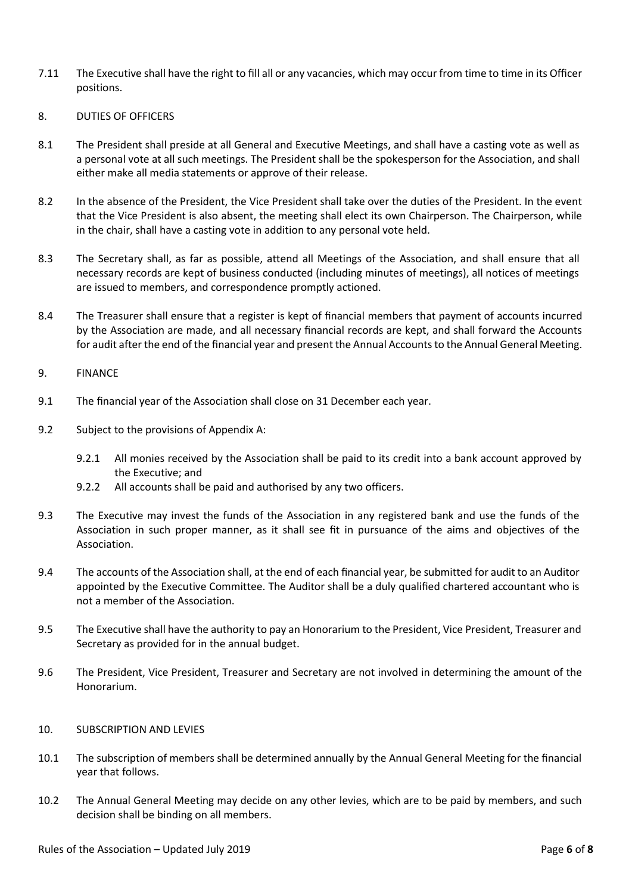7.11 The Executive shall have the right to fill all or any vacancies, which may occur from time to time in its Officer positions.

## 8. DUTIES OF OFFICERS

8.1 The President shall preside at all General and Executive Meetings, and shall have a casting vote as well as a personal vote at all such meetings. The President shall be the spokesperson for the Association, and shall either make all media statements or approve of their release.

8.2 In the absence of the President, the Vice President shall take over the duties of the President. In the event that the Vice President is also absent, the meeting shall elect its own Chairperson. The Chairperson, while in the chair, shall have a casting vote in addition to any personal vote held.

8.3 The Secretary shall, as far as possible, attend all Meetings of the Association, and shall ensure that all necessary records are kept of business conducted (including minutes of meetings), all notices of meetings are issued to members, and correspondence promptly actioned.

8.4 The Treasurer shall ensure that a register is kept of financial members that payment of accounts incurred by the Association are made, and all necessary financial records are kept, and shall forward the Accounts for audit after the end of the financial year and present the Annual Accounts to the Annual General Meeting.

## 9. FINANCE

9.1 The financial year of the Association shall close on 31 December each year.

9.2 Subject to the provisions of Appendix A:

- 9.2.1 All monies received by the Association shall be paid to its credit into a bank account approved by the Executive; and
- 9.2.2 All accounts shall be paid and authorised by any two officers.

9.3 The Executive may invest the funds of the Association in any registered bank and use the funds of the Association in such proper manner, as it shall see fit in pursuance of the aims and objectives of the Association.

9.4 The accounts of the Association shall, at the end of each financial year, be submitted for audit to an Auditor appointed by the Executive Committee. The Auditor shall be a duly qualified chartered accountant who is not a member of the Association.

9.5 The Executive shall have the authority to pay an Honorarium to the President, Vice President, Treasurer and Secretary as provided for in the annual budget.

9.6 The President, Vice President, Treasurer and Secretary are not involved in determining the amount of the Honorarium.

## 10. SUBSCRIPTION AND LEVIES

10.1 The subscription of members shall be determined annually by the Annual General Meeting for the financial year that follows.

10.2 The Annual General Meeting may decide on any other levies, which are to be paid by members, and such decision shall be binding on all members.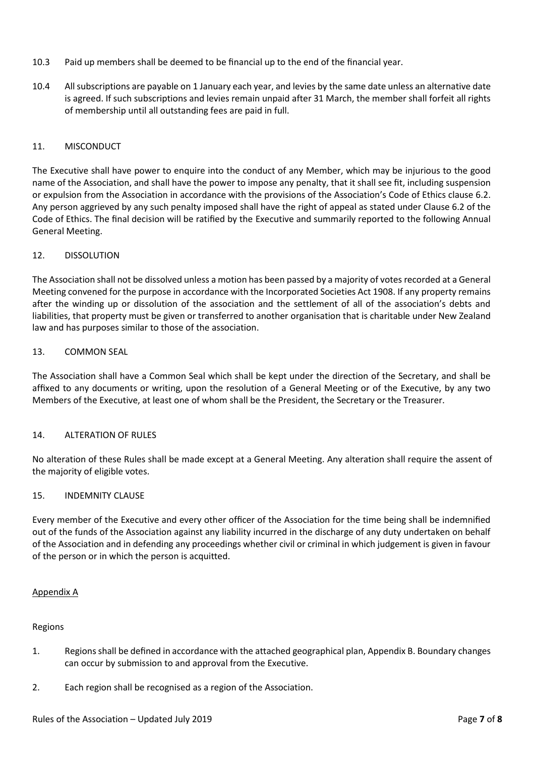10.3 Paid up members shall be deemed to be financial up to the end of the financial year.

10.4 All subscriptions are payable on 1 January each year, and levies by the same date unless an alternative date is agreed. If such subscriptions and levies remain unpaid after 31 March, the member shall forfeit all rights of membership until all outstanding fees are paid in full.

## 11. MISCONDUCT

The Executive shall have power to enquire into the conduct of any Member, which may be injurious to the good name of the Association, and shall have the power to impose any penalty, that it shall see fit, including suspension or expulsion from the Association in accordance with the provisions of the Association's Code of Ethics clause 6.2. Any person aggrieved by any such penalty imposed shall have the right of appeal as stated under Clause 6.2 of the Code of Ethics. The final decision will be ratified by the Executive and summarily reported to the following Annual General Meeting.

## 12. DISSOLUTION

The Association shall not be dissolved unless a motion has been passed by a majority of votes recorded at a General Meeting convened for the purpose in accordance with the Incorporated Societies Act 1908. If any property remains after the winding up or dissolution of the association and the settlement of all of the association's debts and liabilities, that property must be given or transferred to another organisation that is charitable under New Zealand law and has purposes similar to those of the association.

## 13. COMMON SEAL

The Association shall have a Common Seal which shall be kept under the direction of the Secretary, and shall be affixed to any documents or writing, upon the resolution of a General Meeting or of the Executive, by any two Members of the Executive, at least one of whom shall be the President, the Secretary or the Treasurer.

## 14. ALTERATION OF RULES

No alteration of these Rules shall be made except at a General Meeting. Any alteration shall require the assent of the majority of eligible votes.

## 15. INDEMNITY CLAUSE

Every member of the Executive and every other officer of the Association for the time being shall be indemnified out of the funds of the Association against any liability incurred in the discharge of any duty undertaken on behalf of the Association and in defending any proceedings whether civil or criminal in which judgement is given in favour of the person or in which the person is acquitted.

<u>Appendix A</u>

Regions

1. Regions shall be defined in accordance with the attached geographical plan, Appendix B. Boundary changes can occur by submission to and approval from the Executive.

2. Each region shall be recognised as a region of the Association.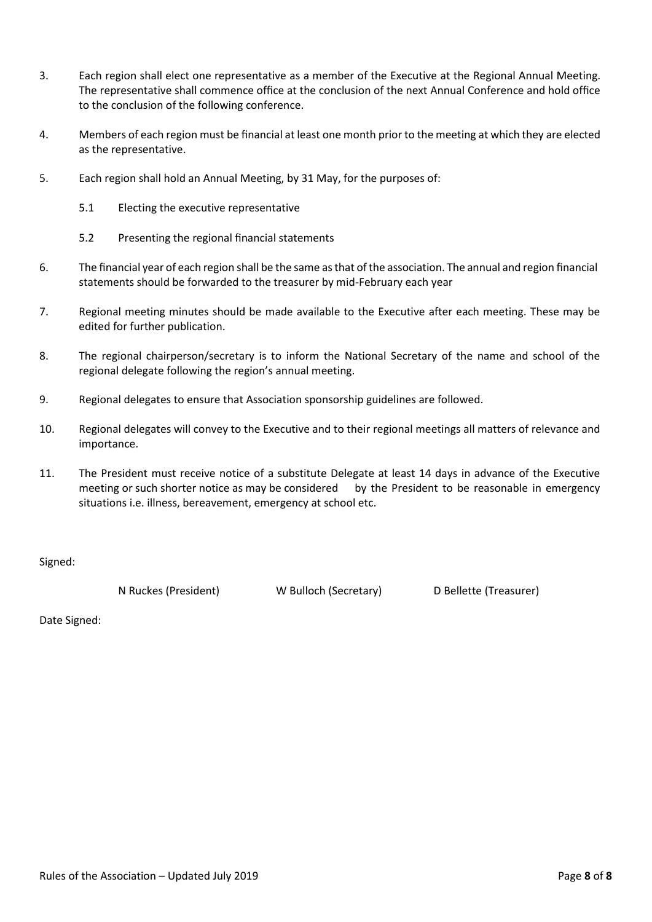3. Each region shall elect one representative as a member of the Executive at the Regional Annual Meeting. The representative shall commence office at the conclusion of the next Annual Conference and hold office to the conclusion of the following conference.

4. Members of each region must be financial at least one month prior to the meeting at which they are elected as the representative.

5. Each region shall hold an Annual Meeting, by 31 May, for the purposes of:

   5.1 Electing the executive representative

   5.2 Presenting the regional financial statements

6. The financial year of each region shall be the same as that of the association. The annual and region financial statements should be forwarded to the treasurer by mid-February each year

7. Regional meeting minutes should be made available to the Executive after each meeting. These may be edited for further publication.

8. The regional chairperson/secretary is to inform the National Secretary of the name and school of the regional delegate following the region's annual meeting.

9. Regional delegates to ensure that Association sponsorship guidelines are followed.

10. Regional delegates will convey to the Executive and to their regional meetings all matters of relevance and importance.

11. The President must receive notice of a substitute Delegate at least 14 days in advance of the Executive meeting or such shorter notice as may be considered by the President to be reasonable in emergency situations i.e. illness, bereavement, emergency at school etc.

Signed:

N Ruckes (President) W Bulloch (Secretary) D Bellette (Treasurer)

Date Signed: